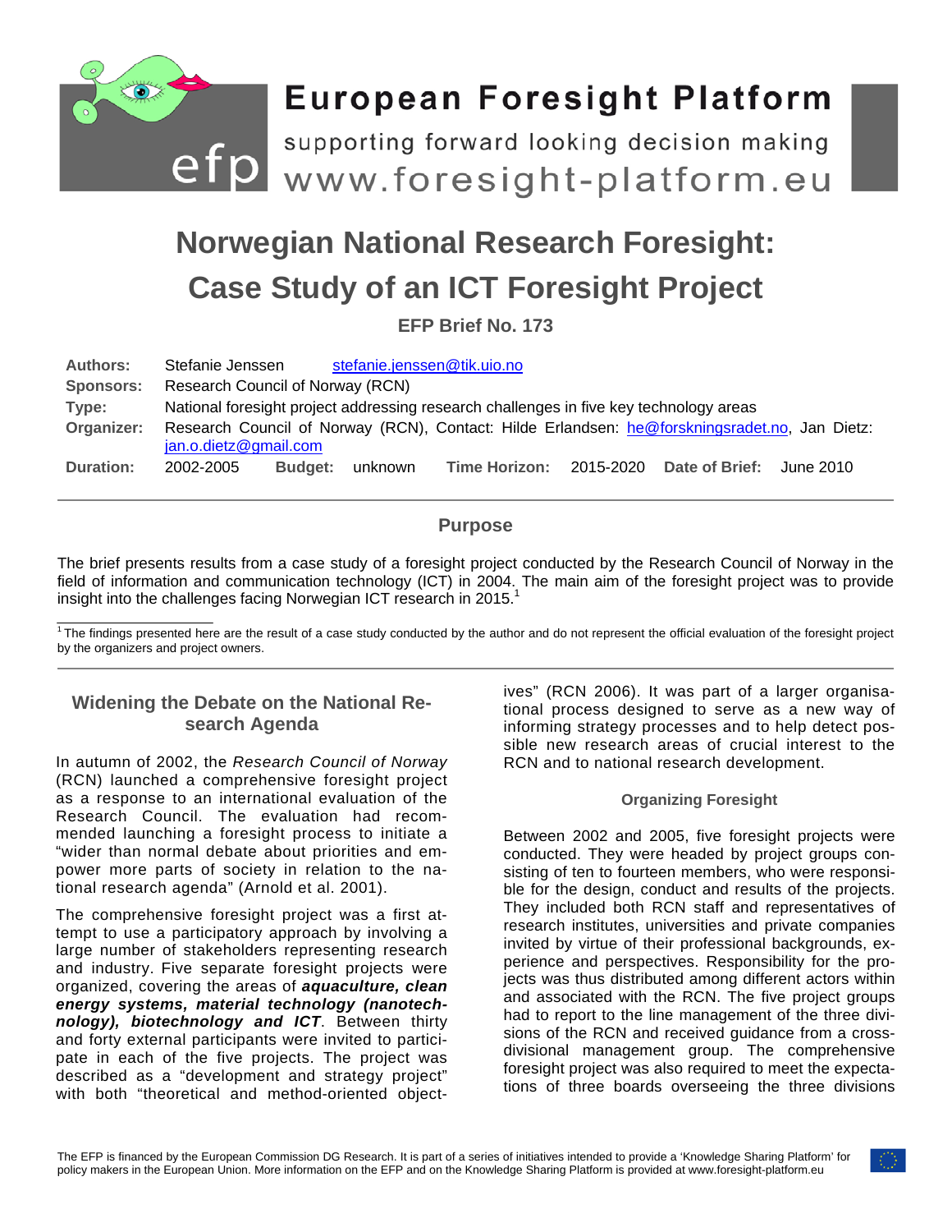# European Foresight Platform

supporting forward looking decision making

www.foresight-platform.eu

# Norwegian National Research Foresight: Case Study of an ICT Foresight Project

**EFP Brief No. 173**

| | |
|---|---|
| **Authors:** | Stefanie Jenssen stefanie.jenssen@tik.uio.no |
| **Sponsors:** | Research Council of Norway (RCN) |
| **Type:** | National foresight project addressing research challenges in five key technology areas |
| **Organizer:** | Research Council of Norway (RCN), Contact: Hilde Erlandsen: he@forskningsradet.no, Jan Dietz: jan.o.dietz@gmail.com |
| **Duration:** | 2002-2005 **Budget:** unknown **Time Horizon:** 2015-2020 **Date of Brief:** June 2010 |

## Purpose

The brief presents results from a case study of a foresight project conducted by the Research Council of Norway in the field of information and communication technology (ICT) in 2004. The main aim of the foresight project was to provide insight into the challenges facing Norwegian ICT research in 2015.[1]

[1] The findings presented here are the result of a case study conducted by the author and do not represent the official evaluation of the foresight project by the organizers and project owners.

## Widening the Debate on the National Research Agenda

In autumn of 2002, the *Research Council of Norway* (RCN) launched a comprehensive foresight project as a response to an international evaluation of the Research Council. The evaluation had recommended launching a foresight process to initiate a "wider than normal debate about priorities and empower more parts of society in relation to the national research agenda" (Arnold et al. 2001).

The comprehensive foresight project was a first attempt to use a participatory approach by involving a large number of stakeholders representing research and industry. Five separate foresight projects were organized, covering the areas of ***aquaculture, clean energy systems, material technology (nanotechnology), biotechnology and ICT***. Between thirty and forty external participants were invited to participate in each of the five projects. The project was described as a "development and strategy project" with both "theoretical and method-oriented objectives" (RCN 2006). It was part of a larger organisational process designed to serve as a new way of informing strategy processes and to help detect possible new research areas of crucial interest to the RCN and to national research development.

### Organizing Foresight

Between 2002 and 2005, five foresight projects were conducted. They were headed by project groups consisting of ten to fourteen members, who were responsible for the design, conduct and results of the projects. They included both RCN staff and representatives of research institutes, universities and private companies invited by virtue of their professional backgrounds, experience and perspectives. Responsibility for the projects was thus distributed among different actors within and associated with the RCN. The five project groups had to report to the line management of the three divisions of the RCN and received guidance from a cross-divisional management group. The comprehensive foresight project was also required to meet the expectations of three boards overseeing the three divisions

The EFP is financed by the European Commission DG Research. It is part of a series of initiatives intended to provide a 'Knowledge Sharing Platform' for policy makers in the European Union. More information on the EFP and on the Knowledge Sharing Platform is provided at www.foresight-platform.eu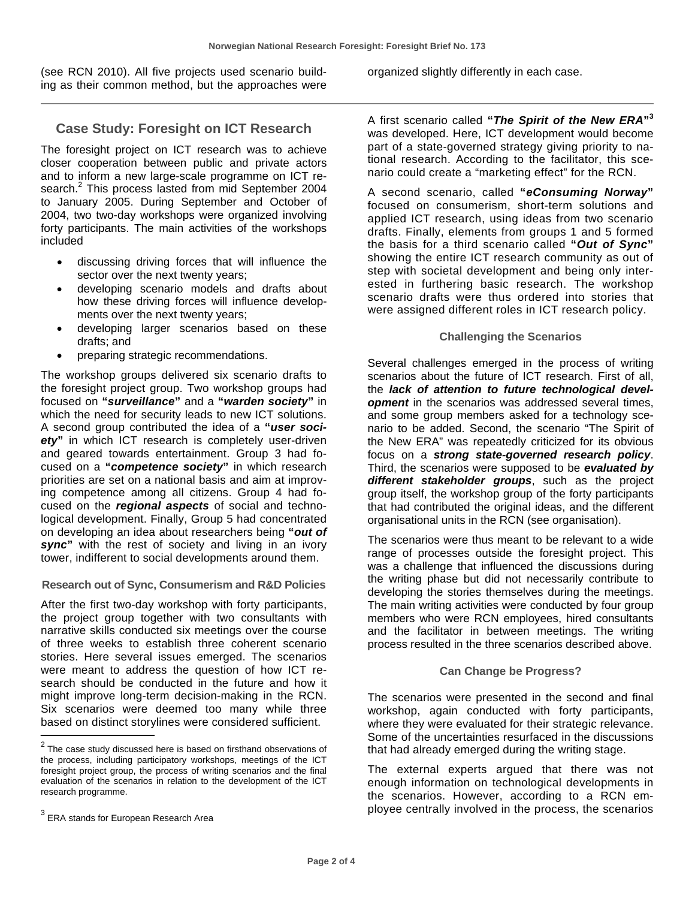(see RCN 2010). All five projects used scenario building as their common method, but the approaches were organized slightly differently in each case.

## Case Study: Foresight on ICT Research

The foresight project on ICT research was to achieve closer cooperation between public and private actors and to inform a new large-scale programme on ICT research.[2] This process lasted from mid September 2004 to January 2005. During September and October of 2004, two two-day workshops were organized involving forty participants. The main activities of the workshops included

- discussing driving forces that will influence the sector over the next twenty years;
- developing scenario models and drafts about how these driving forces will influence developments over the next twenty years;
- developing larger scenarios based on these drafts; and
- preparing strategic recommendations.

The workshop groups delivered six scenario drafts to the foresight project group. Two workshop groups had focused on **"*surveillance*"** and a **"*warden society*"** in which the need for security leads to new ICT solutions. A second group contributed the idea of a **"*user society*"** in which ICT research is completely user-driven and geared towards entertainment. Group 3 had focused on a **"*competence society*"** in which research priorities are set on a national basis and aim at improving competence among all citizens. Group 4 had focused on the ***regional aspects*** of social and technological development. Finally, Group 5 had concentrated on developing an idea about researchers being **"*out of sync*"** with the rest of society and living in an ivory tower, indifferent to social developments around them.

### Research out of Sync, Consumerism and R&D Policies

After the first two-day workshop with forty participants, the project group together with two consultants with narrative skills conducted six meetings over the course of three weeks to establish three coherent scenario stories. Here several issues emerged. The scenarios were meant to address the question of how ICT research should be conducted in the future and how it might improve long-term decision-making in the RCN. Six scenarios were deemed too many while three based on distinct storylines were considered sufficient.

A first scenario called **"*The Spirit of the New ERA*"**[3] was developed. Here, ICT development would become part of a state-governed strategy giving priority to national research. According to the facilitator, this scenario could create a "marketing effect" for the RCN.

A second scenario, called **"*eConsuming Norway*"** focused on consumerism, short-term solutions and applied ICT research, using ideas from two scenario drafts. Finally, elements from groups 1 and 5 formed the basis for a third scenario called **"*Out of Sync*"** showing the entire ICT research community as out of step with societal development and being only interested in furthering basic research. The workshop scenario drafts were thus ordered into stories that were assigned different roles in ICT research policy.

### Challenging the Scenarios

Several challenges emerged in the process of writing scenarios about the future of ICT research. First of all, the ***lack of attention to future technological development*** in the scenarios was addressed several times, and some group members asked for a technology scenario to be added. Second, the scenario "The Spirit of the New ERA" was repeatedly criticized for its obvious focus on a ***strong state-governed research policy***. Third, the scenarios were supposed to be ***evaluated by different stakeholder groups***, such as the project group itself, the workshop group of the forty participants that had contributed the original ideas, and the different organisational units in the RCN (see organisation).

The scenarios were thus meant to be relevant to a wide range of processes outside the foresight project. This was a challenge that influenced the discussions during the writing phase but did not necessarily contribute to developing the stories themselves during the meetings. The main writing activities were conducted by four group members who were RCN employees, hired consultants and the facilitator in between meetings. The writing process resulted in the three scenarios described above.

### Can Change be Progress?

The scenarios were presented in the second and final workshop, again conducted with forty participants, where they were evaluated for their strategic relevance. Some of the uncertainties resurfaced in the discussions that had already emerged during the writing stage.

The external experts argued that there was not enough information on technological developments in the scenarios. However, according to a RCN employee centrally involved in the process, the scenarios

---

[2] The case study discussed here is based on firsthand observations of the process, including participatory workshops, meetings of the ICT foresight project group, the process of writing scenarios and the final evaluation of the scenarios in relation to the development of the ICT research programme.

[3] ERA stands for European Research Area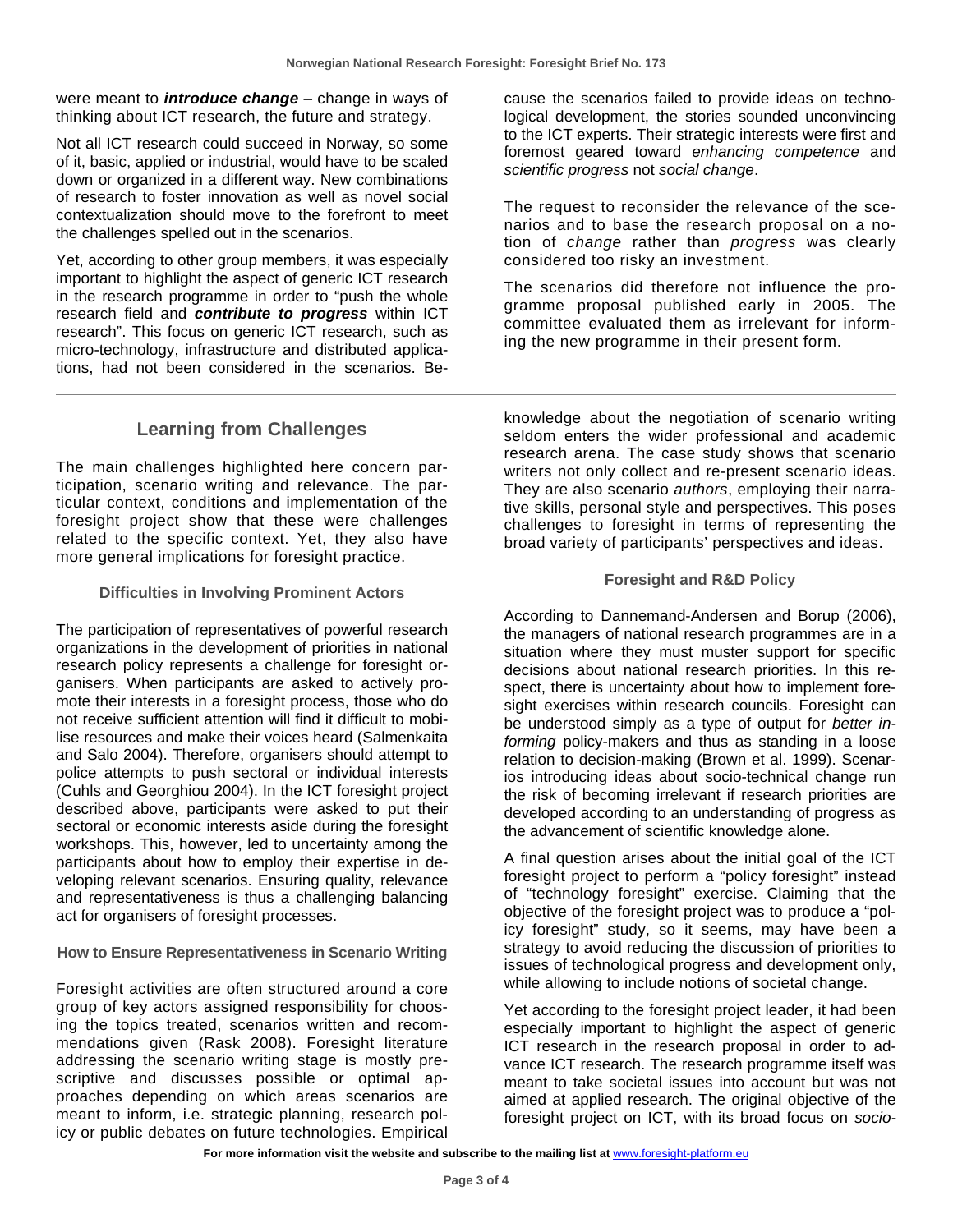were meant to ***introduce change*** – change in ways of thinking about ICT research, the future and strategy.

Not all ICT research could succeed in Norway, so some of it, basic, applied or industrial, would have to be scaled down or organized in a different way. New combinations of research to foster innovation as well as novel social contextualization should move to the forefront to meet the challenges spelled out in the scenarios.

Yet, according to other group members, it was especially important to highlight the aspect of generic ICT research in the research programme in order to "push the whole research field and ***contribute to progress*** within ICT research". This focus on generic ICT research, such as micro-technology, infrastructure and distributed applications, had not been considered in the scenarios. Because the scenarios failed to provide ideas on technological development, the stories sounded unconvincing to the ICT experts. Their strategic interests were first and foremost geared toward *enhancing competence* and *scientific progress* not *social change*.

The request to reconsider the relevance of the scenarios and to base the research proposal on a notion of *change* rather than *progress* was clearly considered too risky an investment.

The scenarios did therefore not influence the programme proposal published early in 2005. The committee evaluated them as irrelevant for informing the new programme in their present form.

## Learning from Challenges

The main challenges highlighted here concern participation, scenario writing and relevance. The particular context, conditions and implementation of the foresight project show that these were challenges related to the specific context. Yet, they also have more general implications for foresight practice.

### Difficulties in Involving Prominent Actors

The participation of representatives of powerful research organizations in the development of priorities in national research policy represents a challenge for foresight organisers. When participants are asked to actively promote their interests in a foresight process, those who do not receive sufficient attention will find it difficult to mobilise resources and make their voices heard (Salmenkaita and Salo 2004). Therefore, organisers should attempt to police attempts to push sectoral or individual interests (Cuhls and Georghiou 2004). In the ICT foresight project described above, participants were asked to put their sectoral or economic interests aside during the foresight workshops. This, however, led to uncertainty among the participants about how to employ their expertise in developing relevant scenarios. Ensuring quality, relevance and representativeness is thus a challenging balancing act for organisers of foresight processes.

### How to Ensure Representativeness in Scenario Writing

Foresight activities are often structured around a core group of key actors assigned responsibility for choosing the topics treated, scenarios written and recommendations given (Rask 2008). Foresight literature addressing the scenario writing stage is mostly prescriptive and discusses possible or optimal approaches depending on which areas scenarios are meant to inform, i.e. strategic planning, research policy or public debates on future technologies. Empirical knowledge about the negotiation of scenario writing seldom enters the wider professional and academic research arena. The case study shows that scenario writers not only collect and re-present scenario ideas. They are also scenario *authors*, employing their narrative skills, personal style and perspectives. This poses challenges to foresight in terms of representing the broad variety of participants' perspectives and ideas.

### Foresight and R&D Policy

According to Dannemand-Andersen and Borup (2006), the managers of national research programmes are in a situation where they must muster support for specific decisions about national research priorities. In this respect, there is uncertainty about how to implement foresight exercises within research councils. Foresight can be understood simply as a type of output for *better informing* policy-makers and thus as standing in a loose relation to decision-making (Brown et al. 1999). Scenarios introducing ideas about socio-technical change run the risk of becoming irrelevant if research priorities are developed according to an understanding of progress as the advancement of scientific knowledge alone.

A final question arises about the initial goal of the ICT foresight project to perform a "policy foresight" instead of "technology foresight" exercise. Claiming that the objective of the foresight project was to produce a "policy foresight" study, so it seems, may have been a strategy to avoid reducing the discussion of priorities to issues of technological progress and development only, while allowing to include notions of societal change.

Yet according to the foresight project leader, it had been especially important to highlight the aspect of generic ICT research in the research proposal in order to advance ICT research. The research programme itself was meant to take societal issues into account but was not aimed at applied research. The original objective of the foresight project on ICT, with its broad focus on *socio-*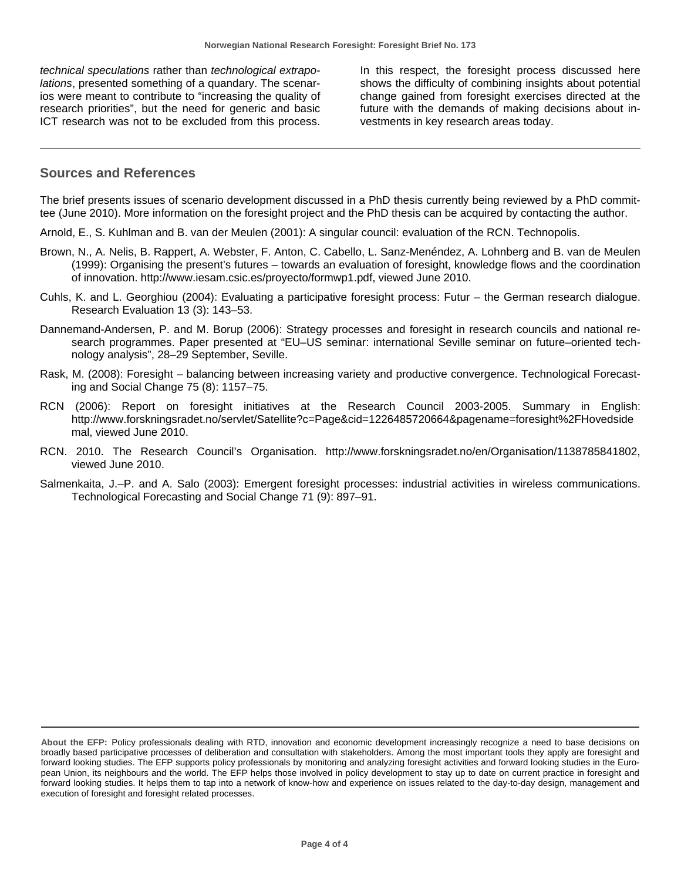*technical speculations* rather than *technological extrapolations*, presented something of a quandary. The scenarios were meant to contribute to "increasing the quality of research priorities", but the need for generic and basic ICT research was not to be excluded from this process.

In this respect, the foresight process discussed here shows the difficulty of combining insights about potential change gained from foresight exercises directed at the future with the demands of making decisions about investments in key research areas today.

## Sources and References

The brief presents issues of scenario development discussed in a PhD thesis currently being reviewed by a PhD committee (June 2010). More information on the foresight project and the PhD thesis can be acquired by contacting the author.

Arnold, E., S. Kuhlman and B. van der Meulen (2001): A singular council: evaluation of the RCN. Technopolis.

Brown, N., A. Nelis, B. Rappert, A. Webster, F. Anton, C. Cabello, L. Sanz-Menéndez, A. Lohnberg and B. van de Meulen (1999): Organising the present's futures – towards an evaluation of foresight, knowledge flows and the coordination of innovation. http://www.iesam.csic.es/proyecto/formwp1.pdf, viewed June 2010.

Cuhls, K. and L. Georghiou (2004): Evaluating a participative foresight process: Futur – the German research dialogue. Research Evaluation 13 (3): 143–53.

Dannemand-Andersen, P. and M. Borup (2006): Strategy processes and foresight in research councils and national research programmes. Paper presented at "EU–US seminar: international Seville seminar on future–oriented technology analysis", 28–29 September, Seville.

Rask, M. (2008): Foresight – balancing between increasing variety and productive convergence. Technological Forecasting and Social Change 75 (8): 1157–75.

RCN (2006): Report on foresight initiatives at the Research Council 2003-2005. Summary in English: http://www.forskningsradet.no/servlet/Satellite?c=Page&cid=1226485720664&pagename=foresight%2FHovedsidemal, viewed June 2010.

RCN. 2010. The Research Council's Organisation. http://www.forskningsradet.no/en/Organisation/1138785841802, viewed June 2010.

Salmenkaita, J.–P. and A. Salo (2003): Emergent foresight processes: industrial activities in wireless communications. Technological Forecasting and Social Change 71 (9): 897–91.

---

**About the EFP:** Policy professionals dealing with RTD, innovation and economic development increasingly recognize a need to base decisions on broadly based participative processes of deliberation and consultation with stakeholders. Among the most important tools they apply are foresight and forward looking studies. The EFP supports policy professionals by monitoring and analyzing foresight activities and forward looking studies in the European Union, its neighbours and the world. The EFP helps those involved in policy development to stay up to date on current practice in foresight and forward looking studies. It helps them to tap into a network of know-how and experience on issues related to the day-to-day design, management and execution of foresight and foresight related processes.